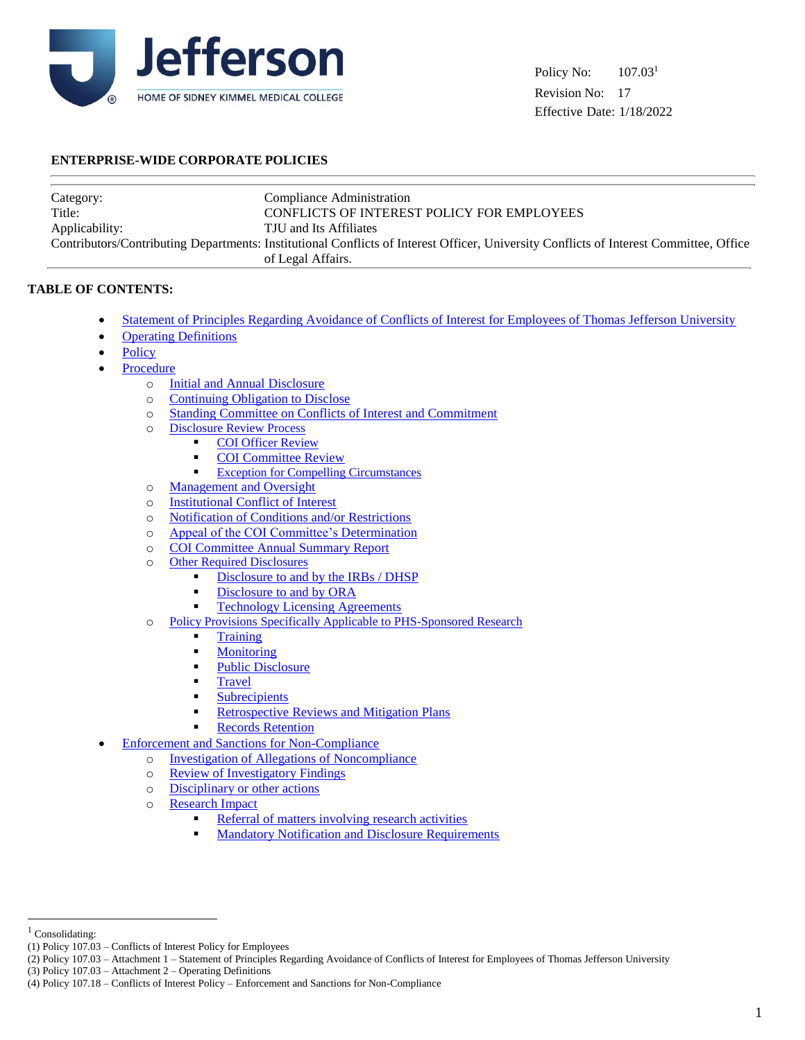Jefferson

HOME OF SIDNEY KIMMEL MEDICAL COLLEGE

Policy No: 107.03[1]
Revision No: 17
Effective Date: 1/18/2022

**ENTERPRISE-WIDE CORPORATE POLICIES**

| | |
|---|---|
| Category: | Compliance Administration |
| Title: | CONFLICTS OF INTEREST POLICY FOR EMPLOYEES |
| Applicability: | TJU and Its Affiliates |
| Contributors/Contributing Departments: | Institutional Conflicts of Interest Officer, University Conflicts of Interest Committee, Office of Legal Affairs. |

**TABLE OF CONTENTS:**

- Statement of Principles Regarding Avoidance of Conflicts of Interest for Employees of Thomas Jefferson University
- Operating Definitions
- Policy
- Procedure
  - Initial and Annual Disclosure
  - Continuing Obligation to Disclose
  - Standing Committee on Conflicts of Interest and Commitment
  - Disclosure Review Process
    - COI Officer Review
    - COI Committee Review
    - Exception for Compelling Circumstances
  - Management and Oversight
  - Institutional Conflict of Interest
  - Notification of Conditions and/or Restrictions
  - Appeal of the COI Committee's Determination
  - COI Committee Annual Summary Report
  - Other Required Disclosures
    - Disclosure to and by the IRBs / DHSP
    - Disclosure to and by ORA
    - Technology Licensing Agreements
  - Policy Provisions Specifically Applicable to PHS-Sponsored Research
    - Training
    - Monitoring
    - Public Disclosure
    - Travel
    - Subrecipients
    - Retrospective Reviews and Mitigation Plans
    - Records Retention
- Enforcement and Sanctions for Non-Compliance
  - Investigation of Allegations of Noncompliance
  - Review of Investigatory Findings
  - Disciplinary or other actions
  - Research Impact
    - Referral of matters involving research activities
    - Mandatory Notification and Disclosure Requirements

---

[1] Consolidating:
(1) Policy 107.03 – Conflicts of Interest Policy for Employees
(2) Policy 107.03 – Attachment 1 – Statement of Principles Regarding Avoidance of Conflicts of Interest for Employees of Thomas Jefferson University
(3) Policy 107.03 – Attachment 2 – Operating Definitions
(4) Policy 107.18 – Conflicts of Interest Policy – Enforcement and Sanctions for Non-Compliance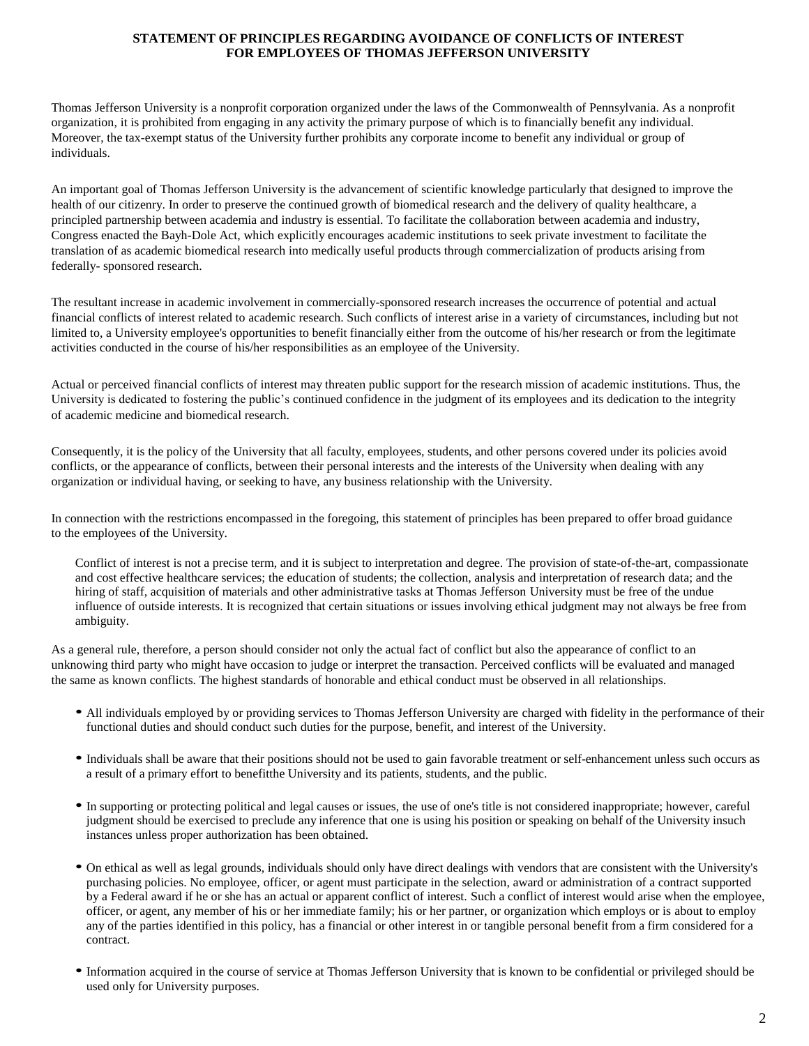# STATEMENT OF PRINCIPLES REGARDING AVOIDANCE OF CONFLICTS OF INTEREST FOR EMPLOYEES OF THOMAS JEFFERSON UNIVERSITY

Thomas Jefferson University is a nonprofit corporation organized under the laws of the Commonwealth of Pennsylvania. As a nonprofit organization, it is prohibited from engaging in any activity the primary purpose of which is to financially benefit any individual. Moreover, the tax-exempt status of the University further prohibits any corporate income to benefit any individual or group of individuals.

An important goal of Thomas Jefferson University is the advancement of scientific knowledge particularly that designed to improve the health of our citizenry. In order to preserve the continued growth of biomedical research and the delivery of quality healthcare, a principled partnership between academia and industry is essential. To facilitate the collaboration between academia and industry, Congress enacted the Bayh-Dole Act, which explicitly encourages academic institutions to seek private investment to facilitate the translation of as academic biomedical research into medically useful products through commercialization of products arising from federally- sponsored research.

The resultant increase in academic involvement in commercially-sponsored research increases the occurrence of potential and actual financial conflicts of interest related to academic research. Such conflicts of interest arise in a variety of circumstances, including but not limited to, a University employee's opportunities to benefit financially either from the outcome of his/her research or from the legitimate activities conducted in the course of his/her responsibilities as an employee of the University.

Actual or perceived financial conflicts of interest may threaten public support for the research mission of academic institutions. Thus, the University is dedicated to fostering the public's continued confidence in the judgment of its employees and its dedication to the integrity of academic medicine and biomedical research.

Consequently, it is the policy of the University that all faculty, employees, students, and other persons covered under its policies avoid conflicts, or the appearance of conflicts, between their personal interests and the interests of the University when dealing with any organization or individual having, or seeking to have, any business relationship with the University.

In connection with the restrictions encompassed in the foregoing, this statement of principles has been prepared to offer broad guidance to the employees of the University.

> Conflict of interest is not a precise term, and it is subject to interpretation and degree. The provision of state-of-the-art, compassionate and cost effective healthcare services; the education of students; the collection, analysis and interpretation of research data; and the hiring of staff, acquisition of materials and other administrative tasks at Thomas Jefferson University must be free of the undue influence of outside interests. It is recognized that certain situations or issues involving ethical judgment may not always be free from ambiguity.

As a general rule, therefore, a person should consider not only the actual fact of conflict but also the appearance of conflict to an unknowing third party who might have occasion to judge or interpret the transaction. Perceived conflicts will be evaluated and managed the same as known conflicts. The highest standards of honorable and ethical conduct must be observed in all relationships.

- All individuals employed by or providing services to Thomas Jefferson University are charged with fidelity in the performance of their functional duties and should conduct such duties for the purpose, benefit, and interest of the University.
- Individuals shall be aware that their positions should not be used to gain favorable treatment or self-enhancement unless such occurs as a result of a primary effort to benefitthe University and its patients, students, and the public.
- In supporting or protecting political and legal causes or issues, the use of one's title is not considered inappropriate; however, careful judgment should be exercised to preclude any inference that one is using his position or speaking on behalf of the University insuch instances unless proper authorization has been obtained.
- On ethical as well as legal grounds, individuals should only have direct dealings with vendors that are consistent with the University's purchasing policies. No employee, officer, or agent must participate in the selection, award or administration of a contract supported by a Federal award if he or she has an actual or apparent conflict of interest. Such a conflict of interest would arise when the employee, officer, or agent, any member of his or her immediate family; his or her partner, or organization which employs or is about to employ any of the parties identified in this policy, has a financial or other interest in or tangible personal benefit from a firm considered for a contract.
- Information acquired in the course of service at Thomas Jefferson University that is known to be confidential or privileged should be used only for University purposes.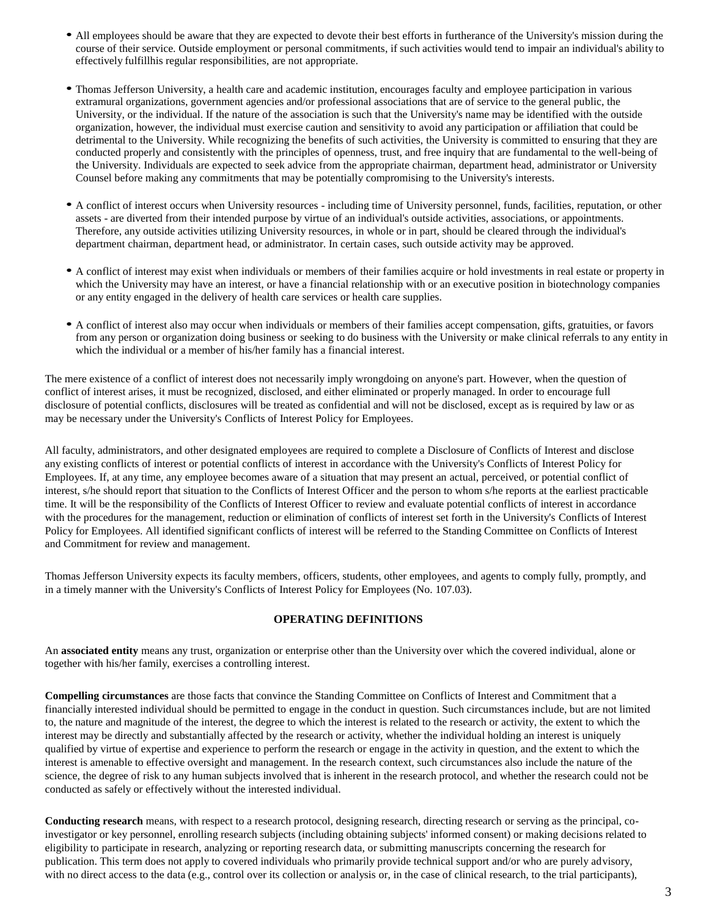- All employees should be aware that they are expected to devote their best efforts in furtherance of the University's mission during the course of their service. Outside employment or personal commitments, if such activities would tend to impair an individual's ability to effectively fulfillhis regular responsibilities, are not appropriate.

- Thomas Jefferson University, a health care and academic institution, encourages faculty and employee participation in various extramural organizations, government agencies and/or professional associations that are of service to the general public, the University, or the individual. If the nature of the association is such that the University's name may be identified with the outside organization, however, the individual must exercise caution and sensitivity to avoid any participation or affiliation that could be detrimental to the University. While recognizing the benefits of such activities, the University is committed to ensuring that they are conducted properly and consistently with the principles of openness, trust, and free inquiry that are fundamental to the well-being of the University. Individuals are expected to seek advice from the appropriate chairman, department head, administrator or University Counsel before making any commitments that may be potentially compromising to the University's interests.

- A conflict of interest occurs when University resources - including time of University personnel, funds, facilities, reputation, or other assets - are diverted from their intended purpose by virtue of an individual's outside activities, associations, or appointments. Therefore, any outside activities utilizing University resources, in whole or in part, should be cleared through the individual's department chairman, department head, or administrator. In certain cases, such outside activity may be approved.

- A conflict of interest may exist when individuals or members of their families acquire or hold investments in real estate or property in which the University may have an interest, or have a financial relationship with or an executive position in biotechnology companies or any entity engaged in the delivery of health care services or health care supplies.

- A conflict of interest also may occur when individuals or members of their families accept compensation, gifts, gratuities, or favors from any person or organization doing business or seeking to do business with the University or make clinical referrals to any entity in which the individual or a member of his/her family has a financial interest.

The mere existence of a conflict of interest does not necessarily imply wrongdoing on anyone's part. However, when the question of conflict of interest arises, it must be recognized, disclosed, and either eliminated or properly managed. In order to encourage full disclosure of potential conflicts, disclosures will be treated as confidential and will not be disclosed, except as is required by law or as may be necessary under the University's Conflicts of Interest Policy for Employees.

All faculty, administrators, and other designated employees are required to complete a Disclosure of Conflicts of Interest and disclose any existing conflicts of interest or potential conflicts of interest in accordance with the University's Conflicts of Interest Policy for Employees. If, at any time, any employee becomes aware of a situation that may present an actual, perceived, or potential conflict of interest, s/he should report that situation to the Conflicts of Interest Officer and the person to whom s/he reports at the earliest practicable time. It will be the responsibility of the Conflicts of Interest Officer to review and evaluate potential conflicts of interest in accordance with the procedures for the management, reduction or elimination of conflicts of interest set forth in the University's Conflicts of Interest Policy for Employees. All identified significant conflicts of interest will be referred to the Standing Committee on Conflicts of Interest and Commitment for review and management.

Thomas Jefferson University expects its faculty members, officers, students, other employees, and agents to comply fully, promptly, and in a timely manner with the University's Conflicts of Interest Policy for Employees (No. 107.03).

## OPERATING DEFINITIONS

An **associated entity** means any trust, organization or enterprise other than the University over which the covered individual, alone or together with his/her family, exercises a controlling interest.

**Compelling circumstances** are those facts that convince the Standing Committee on Conflicts of Interest and Commitment that a financially interested individual should be permitted to engage in the conduct in question. Such circumstances include, but are not limited to, the nature and magnitude of the interest, the degree to which the interest is related to the research or activity, the extent to which the interest may be directly and substantially affected by the research or activity, whether the individual holding an interest is uniquely qualified by virtue of expertise and experience to perform the research or engage in the activity in question, and the extent to which the interest is amenable to effective oversight and management. In the research context, such circumstances also include the nature of the science, the degree of risk to any human subjects involved that is inherent in the research protocol, and whether the research could not be conducted as safely or effectively without the interested individual.

**Conducting research** means, with respect to a research protocol, designing research, directing research or serving as the principal, co-investigator or key personnel, enrolling research subjects (including obtaining subjects' informed consent) or making decisions related to eligibility to participate in research, analyzing or reporting research data, or submitting manuscripts concerning the research for publication. This term does not apply to covered individuals who primarily provide technical support and/or who are purely advisory, with no direct access to the data (e.g., control over its collection or analysis or, in the case of clinical research, to the trial participants),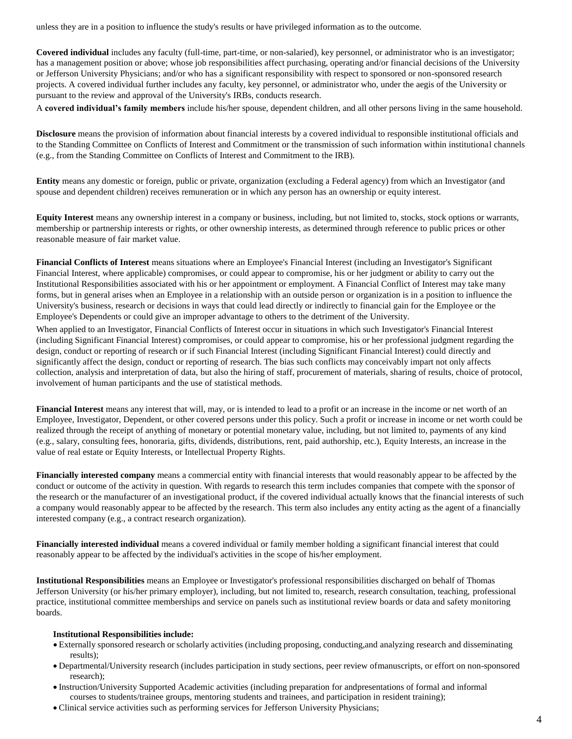unless they are in a position to influence the study's results or have privileged information as to the outcome.

**Covered individual** includes any faculty (full-time, part-time, or non-salaried), key personnel, or administrator who is an investigator; has a management position or above; whose job responsibilities affect purchasing, operating and/or financial decisions of the University or Jefferson University Physicians; and/or who has a significant responsibility with respect to sponsored or non-sponsored research projects. A covered individual further includes any faculty, key personnel, or administrator who, under the aegis of the University or pursuant to the review and approval of the University's IRBs, conducts research.

A **covered individual's family members** include his/her spouse, dependent children, and all other persons living in the same household.

**Disclosure** means the provision of information about financial interests by a covered individual to responsible institutional officials and to the Standing Committee on Conflicts of Interest and Commitment or the transmission of such information within institutional channels (e.g., from the Standing Committee on Conflicts of Interest and Commitment to the IRB).

**Entity** means any domestic or foreign, public or private, organization (excluding a Federal agency) from which an Investigator (and spouse and dependent children) receives remuneration or in which any person has an ownership or equity interest.

**Equity Interest** means any ownership interest in a company or business, including, but not limited to, stocks, stock options or warrants, membership or partnership interests or rights, or other ownership interests, as determined through reference to public prices or other reasonable measure of fair market value.

**Financial Conflicts of Interest** means situations where an Employee's Financial Interest (including an Investigator's Significant Financial Interest, where applicable) compromises, or could appear to compromise, his or her judgment or ability to carry out the Institutional Responsibilities associated with his or her appointment or employment. A Financial Conflict of Interest may take many forms, but in general arises when an Employee in a relationship with an outside person or organization is in a position to influence the University's business, research or decisions in ways that could lead directly or indirectly to financial gain for the Employee or the Employee's Dependents or could give an improper advantage to others to the detriment of the University.

When applied to an Investigator, Financial Conflicts of Interest occur in situations in which such Investigator's Financial Interest (including Significant Financial Interest) compromises, or could appear to compromise, his or her professional judgment regarding the design, conduct or reporting of research or if such Financial Interest (including Significant Financial Interest) could directly and significantly affect the design, conduct or reporting of research. The bias such conflicts may conceivably impart not only affects collection, analysis and interpretation of data, but also the hiring of staff, procurement of materials, sharing of results, choice of protocol, involvement of human participants and the use of statistical methods.

**Financial Interest** means any interest that will, may, or is intended to lead to a profit or an increase in the income or net worth of an Employee, Investigator, Dependent, or other covered persons under this policy. Such a profit or increase in income or net worth could be realized through the receipt of anything of monetary or potential monetary value, including, but not limited to, payments of any kind (e.g., salary, consulting fees, honoraria, gifts, dividends, distributions, rent, paid authorship, etc.), Equity Interests, an increase in the value of real estate or Equity Interests, or Intellectual Property Rights.

**Financially interested company** means a commercial entity with financial interests that would reasonably appear to be affected by the conduct or outcome of the activity in question. With regards to research this term includes companies that compete with the sponsor of the research or the manufacturer of an investigational product, if the covered individual actually knows that the financial interests of such a company would reasonably appear to be affected by the research. This term also includes any entity acting as the agent of a financially interested company (e.g., a contract research organization).

**Financially interested individual** means a covered individual or family member holding a significant financial interest that could reasonably appear to be affected by the individual's activities in the scope of his/her employment.

**Institutional Responsibilities** means an Employee or Investigator's professional responsibilities discharged on behalf of Thomas Jefferson University (or his/her primary employer), including, but not limited to, research, research consultation, teaching, professional practice, institutional committee memberships and service on panels such as institutional review boards or data and safety monitoring boards.

**Institutional Responsibilities include:**

- Externally sponsored research or scholarly activities (including proposing, conducting,and analyzing research and disseminating results);
- Departmental/University research (includes participation in study sections, peer review ofmanuscripts, or effort on non-sponsored research);
- Instruction/University Supported Academic activities (including preparation for andpresentations of formal and informal courses to students/trainee groups, mentoring students and trainees, and participation in resident training);
- Clinical service activities such as performing services for Jefferson University Physicians;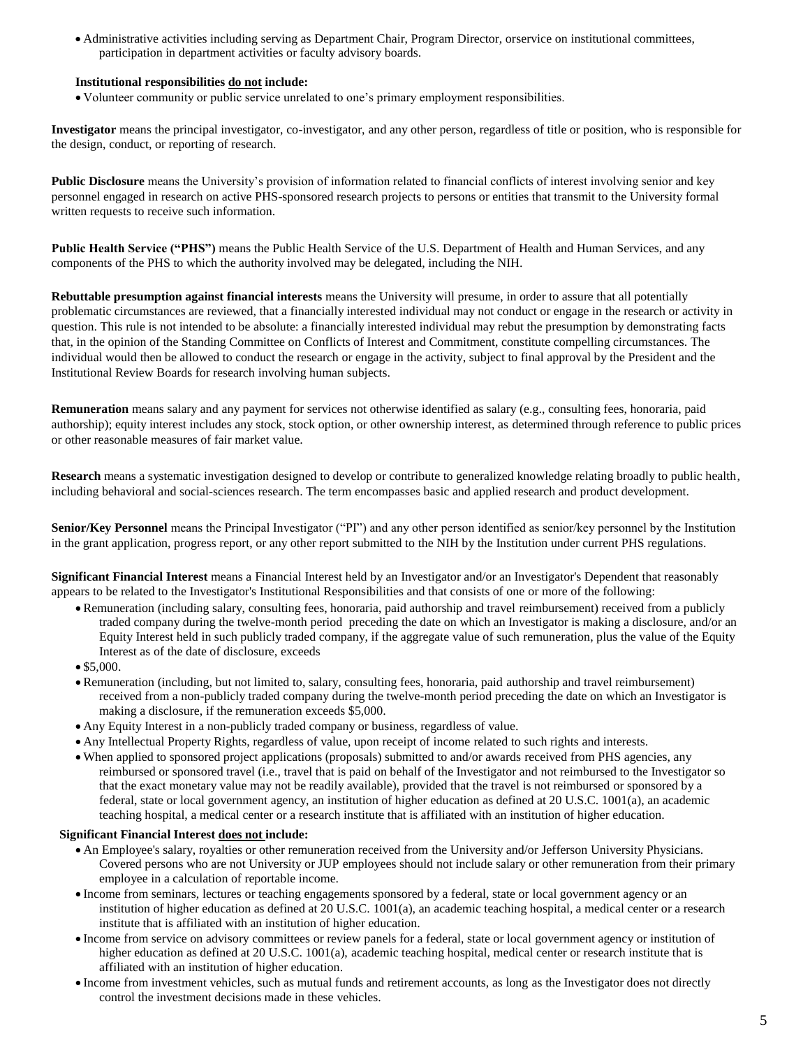- Administrative activities including serving as Department Chair, Program Director, orservice on institutional committees, participation in department activities or faculty advisory boards.

**Institutional responsibilities do not include:**

- Volunteer community or public service unrelated to one's primary employment responsibilities.

**Investigator** means the principal investigator, co-investigator, and any other person, regardless of title or position, who is responsible for the design, conduct, or reporting of research.

**Public Disclosure** means the University's provision of information related to financial conflicts of interest involving senior and key personnel engaged in research on active PHS-sponsored research projects to persons or entities that transmit to the University formal written requests to receive such information.

**Public Health Service ("PHS")** means the Public Health Service of the U.S. Department of Health and Human Services, and any components of the PHS to which the authority involved may be delegated, including the NIH.

**Rebuttable presumption against financial interests** means the University will presume, in order to assure that all potentially problematic circumstances are reviewed, that a financially interested individual may not conduct or engage in the research or activity in question. This rule is not intended to be absolute: a financially interested individual may rebut the presumption by demonstrating facts that, in the opinion of the Standing Committee on Conflicts of Interest and Commitment, constitute compelling circumstances. The individual would then be allowed to conduct the research or engage in the activity, subject to final approval by the President and the Institutional Review Boards for research involving human subjects.

**Remuneration** means salary and any payment for services not otherwise identified as salary (e.g., consulting fees, honoraria, paid authorship); equity interest includes any stock, stock option, or other ownership interest, as determined through reference to public prices or other reasonable measures of fair market value.

**Research** means a systematic investigation designed to develop or contribute to generalized knowledge relating broadly to public health, including behavioral and social-sciences research. The term encompasses basic and applied research and product development.

**Senior/Key Personnel** means the Principal Investigator ("PI") and any other person identified as senior/key personnel by the Institution in the grant application, progress report, or any other report submitted to the NIH by the Institution under current PHS regulations.

**Significant Financial Interest** means a Financial Interest held by an Investigator and/or an Investigator's Dependent that reasonably appears to be related to the Investigator's Institutional Responsibilities and that consists of one or more of the following:

- Remuneration (including salary, consulting fees, honoraria, paid authorship and travel reimbursement) received from a publicly traded company during the twelve-month period preceding the date on which an Investigator is making a disclosure, and/or an Equity Interest held in such publicly traded company, if the aggregate value of such remuneration, plus the value of the Equity Interest as of the date of disclosure, exceeds
- $5,000.
- Remuneration (including, but not limited to, salary, consulting fees, honoraria, paid authorship and travel reimbursement) received from a non-publicly traded company during the twelve-month period preceding the date on which an Investigator is making a disclosure, if the remuneration exceeds $5,000.
- Any Equity Interest in a non-publicly traded company or business, regardless of value.
- Any Intellectual Property Rights, regardless of value, upon receipt of income related to such rights and interests.
- When applied to sponsored project applications (proposals) submitted to and/or awards received from PHS agencies, any reimbursed or sponsored travel (i.e., travel that is paid on behalf of the Investigator and not reimbursed to the Investigator so that the exact monetary value may not be readily available), provided that the travel is not reimbursed or sponsored by a federal, state or local government agency, an institution of higher education as defined at 20 U.S.C. 1001(a), an academic teaching hospital, a medical center or a research institute that is affiliated with an institution of higher education.

**Significant Financial Interest does not include:**

- An Employee's salary, royalties or other remuneration received from the University and/or Jefferson University Physicians. Covered persons who are not University or JUP employees should not include salary or other remuneration from their primary employee in a calculation of reportable income.
- Income from seminars, lectures or teaching engagements sponsored by a federal, state or local government agency or an institution of higher education as defined at 20 U.S.C. 1001(a), an academic teaching hospital, a medical center or a research institute that is affiliated with an institution of higher education.
- Income from service on advisory committees or review panels for a federal, state or local government agency or institution of higher education as defined at 20 U.S.C. 1001(a), academic teaching hospital, medical center or research institute that is affiliated with an institution of higher education.
- Income from investment vehicles, such as mutual funds and retirement accounts, as long as the Investigator does not directly control the investment decisions made in these vehicles.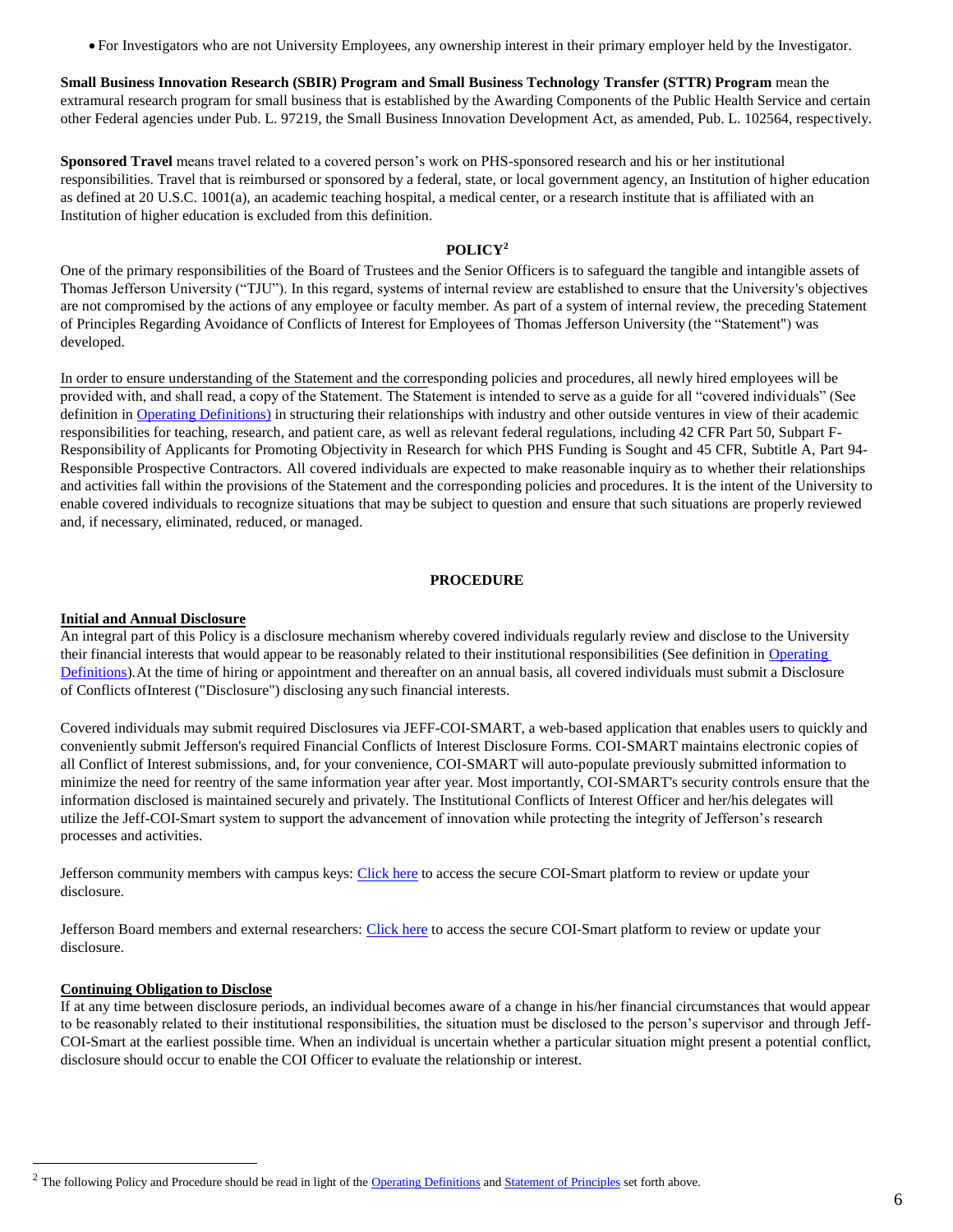- For Investigators who are not University Employees, any ownership interest in their primary employer held by the Investigator.

**Small Business Innovation Research (SBIR) Program and Small Business Technology Transfer (STTR) Program** mean the extramural research program for small business that is established by the Awarding Components of the Public Health Service and certain other Federal agencies under Pub. L. 97219, the Small Business Innovation Development Act, as amended, Pub. L. 102564, respectively.

**Sponsored Travel** means travel related to a covered person's work on PHS-sponsored research and his or her institutional responsibilities. Travel that is reimbursed or sponsored by a federal, state, or local government agency, an Institution of higher education as defined at 20 U.S.C. 1001(a), an academic teaching hospital, a medical center, or a research institute that is affiliated with an Institution of higher education is excluded from this definition.

## POLICY[2]

One of the primary responsibilities of the Board of Trustees and the Senior Officers is to safeguard the tangible and intangible assets of Thomas Jefferson University ("TJU"). In this regard, systems of internal review are established to ensure that the University's objectives are not compromised by the actions of any employee or faculty member. As part of a system of internal review, the preceding Statement of Principles Regarding Avoidance of Conflicts of Interest for Employees of Thomas Jefferson University (the "Statement") was developed.

In order to ensure understanding of the Statement and the corresponding policies and procedures, all newly hired employees will be provided with, and shall read, a copy of the Statement. The Statement is intended to serve as a guide for all "covered individuals" (See definition in Operating Definitions) in structuring their relationships with industry and other outside ventures in view of their academic responsibilities for teaching, research, and patient care, as well as relevant federal regulations, including 42 CFR Part 50, Subpart F-Responsibility of Applicants for Promoting Objectivity in Research for which PHS Funding is Sought and 45 CFR, Subtitle A, Part 94-Responsible Prospective Contractors. All covered individuals are expected to make reasonable inquiry as to whether their relationships and activities fall within the provisions of the Statement and the corresponding policies and procedures. It is the intent of the University to enable covered individuals to recognize situations that may be subject to question and ensure that such situations are properly reviewed and, if necessary, eliminated, reduced, or managed.

## PROCEDURE

### Initial and Annual Disclosure

An integral part of this Policy is a disclosure mechanism whereby covered individuals regularly review and disclose to the University their financial interests that would appear to be reasonably related to their institutional responsibilities (See definition in Operating Definitions).At the time of hiring or appointment and thereafter on an annual basis, all covered individuals must submit a Disclosure of Conflicts ofInterest ("Disclosure") disclosing any such financial interests.

Covered individuals may submit required Disclosures via JEFF-COI-SMART, a web-based application that enables users to quickly and conveniently submit Jefferson's required Financial Conflicts of Interest Disclosure Forms. COI-SMART maintains electronic copies of all Conflict of Interest submissions, and, for your convenience, COI-SMART will auto-populate previously submitted information to minimize the need for reentry of the same information year after year. Most importantly, COI-SMART's security controls ensure that the information disclosed is maintained securely and privately. The Institutional Conflicts of Interest Officer and her/his delegates will utilize the Jeff-COI-Smart system to support the advancement of innovation while protecting the integrity of Jefferson's research processes and activities.

Jefferson community members with campus keys: Click here to access the secure COI-Smart platform to review or update your disclosure.

Jefferson Board members and external researchers: Click here to access the secure COI-Smart platform to review or update your disclosure.

### Continuing Obligation to Disclose

If at any time between disclosure periods, an individual becomes aware of a change in his/her financial circumstances that would appear to be reasonably related to their institutional responsibilities, the situation must be disclosed to the person's supervisor and through Jeff-COI-Smart at the earliest possible time. When an individual is uncertain whether a particular situation might present a potential conflict, disclosure should occur to enable the COI Officer to evaluate the relationship or interest.

[2] The following Policy and Procedure should be read in light of the Operating Definitions and Statement of Principles set forth above.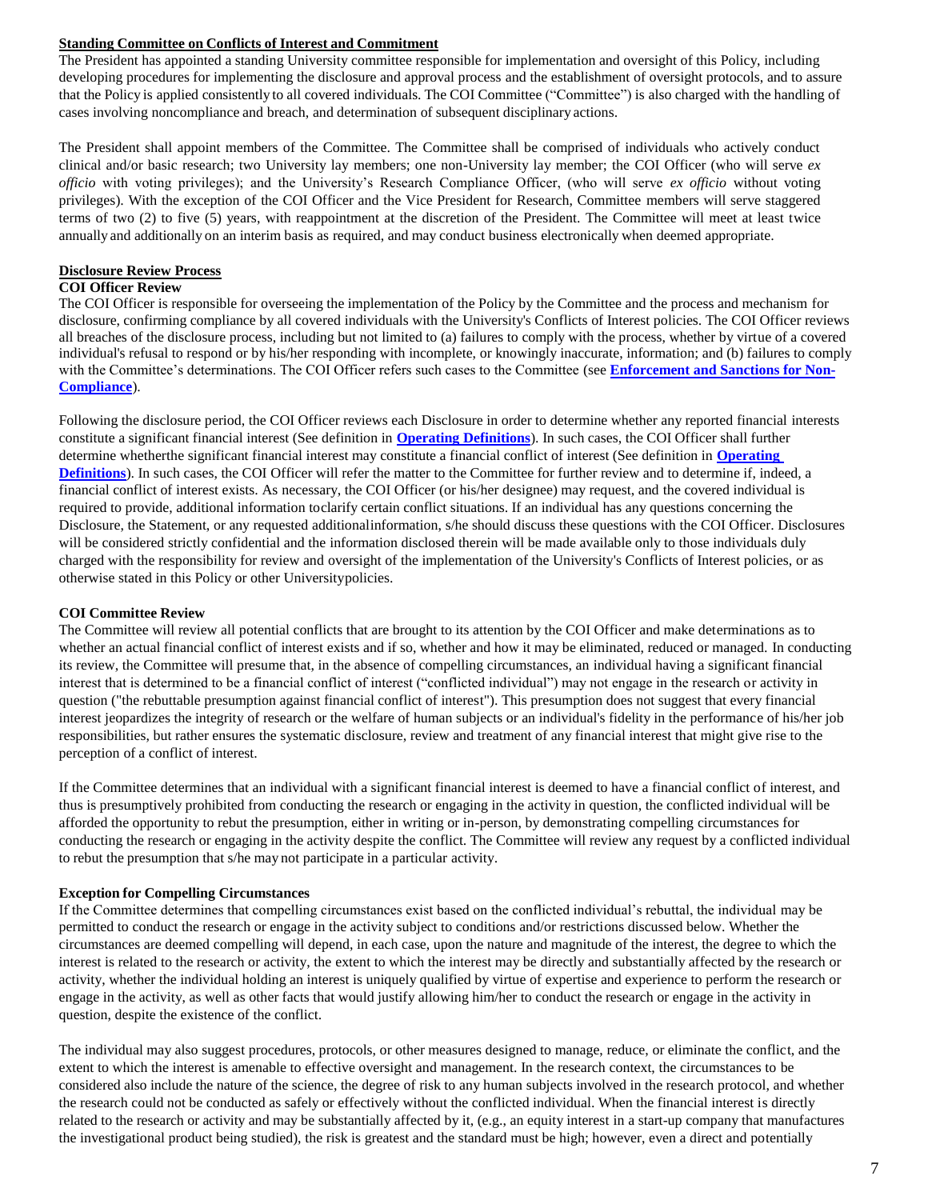**Standing Committee on Conflicts of Interest and Commitment**

The President has appointed a standing University committee responsible for implementation and oversight of this Policy, including developing procedures for implementing the disclosure and approval process and the establishment of oversight protocols, and to assure that the Policy is applied consistently to all covered individuals. The COI Committee ("Committee") is also charged with the handling of cases involving noncompliance and breach, and determination of subsequent disciplinary actions.

The President shall appoint members of the Committee. The Committee shall be comprised of individuals who actively conduct clinical and/or basic research; two University lay members; one non-University lay member; the COI Officer (who will serve *ex officio* with voting privileges); and the University's Research Compliance Officer, (who will serve *ex officio* without voting privileges). With the exception of the COI Officer and the Vice President for Research, Committee members will serve staggered terms of two (2) to five (5) years, with reappointment at the discretion of the President. The Committee will meet at least twice annually and additionally on an interim basis as required, and may conduct business electronically when deemed appropriate.

**Disclosure Review Process**

**COI Officer Review**

The COI Officer is responsible for overseeing the implementation of the Policy by the Committee and the process and mechanism for disclosure, confirming compliance by all covered individuals with the University's Conflicts of Interest policies. The COI Officer reviews all breaches of the disclosure process, including but not limited to (a) failures to comply with the process, whether by virtue of a covered individual's refusal to respond or by his/her responding with incomplete, or knowingly inaccurate, information; and (b) failures to comply with the Committee's determinations. The COI Officer refers such cases to the Committee (see **Enforcement and Sanctions for Non-Compliance**).

Following the disclosure period, the COI Officer reviews each Disclosure in order to determine whether any reported financial interests constitute a significant financial interest (See definition in **Operating Definitions**). In such cases, the COI Officer shall further determine whetherthe significant financial interest may constitute a financial conflict of interest (See definition in **Operating Definitions**). In such cases, the COI Officer will refer the matter to the Committee for further review and to determine if, indeed, a financial conflict of interest exists. As necessary, the COI Officer (or his/her designee) may request, and the covered individual is required to provide, additional information toclarify certain conflict situations. If an individual has any questions concerning the Disclosure, the Statement, or any requested additionalinformation, s/he should discuss these questions with the COI Officer. Disclosures will be considered strictly confidential and the information disclosed therein will be made available only to those individuals duly charged with the responsibility for review and oversight of the implementation of the University's Conflicts of Interest policies, or as otherwise stated in this Policy or other Universitypolicies.

**COI Committee Review**

The Committee will review all potential conflicts that are brought to its attention by the COI Officer and make determinations as to whether an actual financial conflict of interest exists and if so, whether and how it may be eliminated, reduced or managed. In conducting its review, the Committee will presume that, in the absence of compelling circumstances, an individual having a significant financial interest that is determined to be a financial conflict of interest ("conflicted individual") may not engage in the research or activity in question ("the rebuttable presumption against financial conflict of interest"). This presumption does not suggest that every financial interest jeopardizes the integrity of research or the welfare of human subjects or an individual's fidelity in the performance of his/her job responsibilities, but rather ensures the systematic disclosure, review and treatment of any financial interest that might give rise to the perception of a conflict of interest.

If the Committee determines that an individual with a significant financial interest is deemed to have a financial conflict of interest, and thus is presumptively prohibited from conducting the research or engaging in the activity in question, the conflicted individual will be afforded the opportunity to rebut the presumption, either in writing or in-person, by demonstrating compelling circumstances for conducting the research or engaging in the activity despite the conflict. The Committee will review any request by a conflicted individual to rebut the presumption that s/he may not participate in a particular activity.

**Exception for Compelling Circumstances**

If the Committee determines that compelling circumstances exist based on the conflicted individual's rebuttal, the individual may be permitted to conduct the research or engage in the activity subject to conditions and/or restrictions discussed below. Whether the circumstances are deemed compelling will depend, in each case, upon the nature and magnitude of the interest, the degree to which the interest is related to the research or activity, the extent to which the interest may be directly and substantially affected by the research or activity, whether the individual holding an interest is uniquely qualified by virtue of expertise and experience to perform the research or engage in the activity, as well as other facts that would justify allowing him/her to conduct the research or engage in the activity in question, despite the existence of the conflict.

The individual may also suggest procedures, protocols, or other measures designed to manage, reduce, or eliminate the conflict, and the extent to which the interest is amenable to effective oversight and management. In the research context, the circumstances to be considered also include the nature of the science, the degree of risk to any human subjects involved in the research protocol, and whether the research could not be conducted as safely or effectively without the conflicted individual. When the financial interest is directly related to the research or activity and may be substantially affected by it, (e.g., an equity interest in a start-up company that manufactures the investigational product being studied), the risk is greatest and the standard must be high; however, even a direct and potentially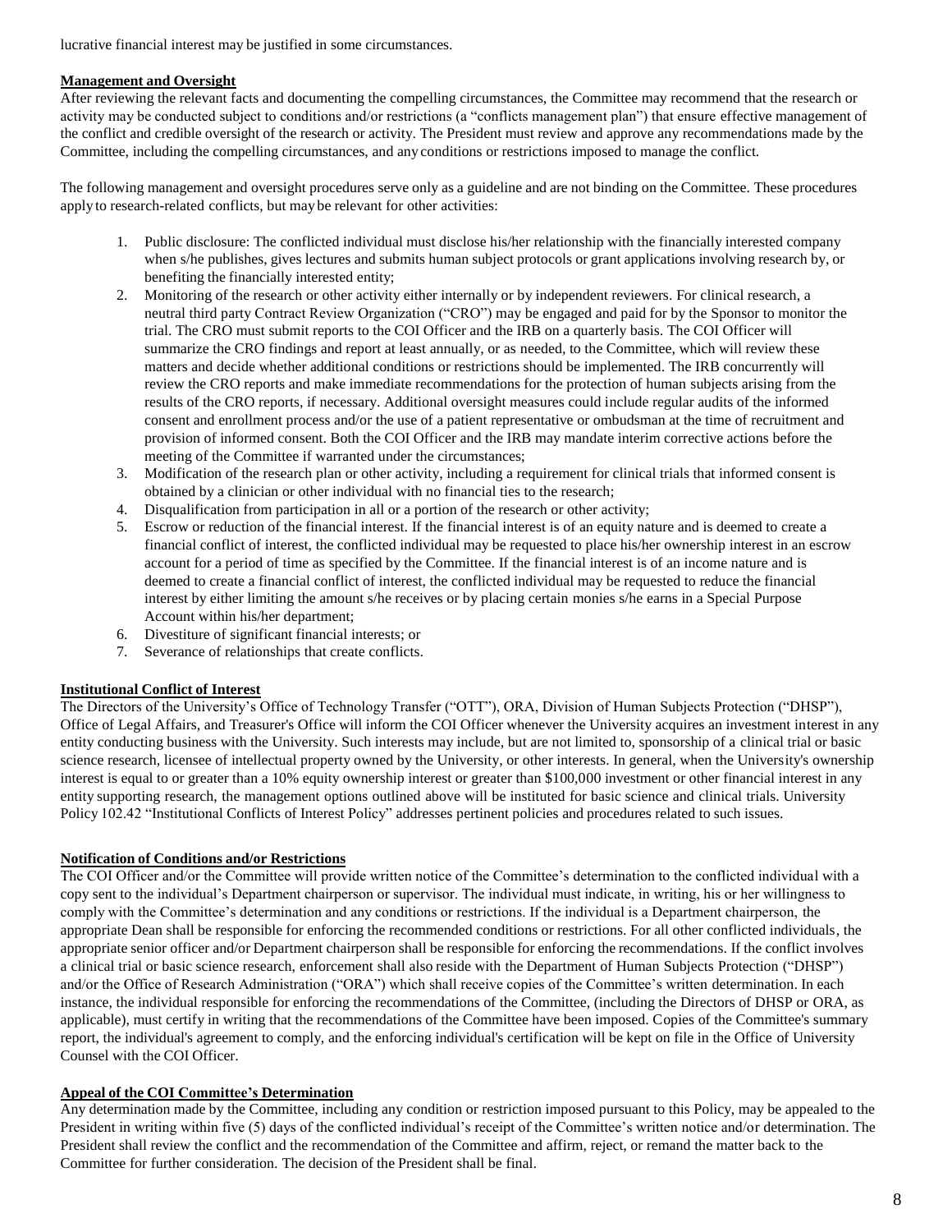lucrative financial interest may be justified in some circumstances.

**Management and Oversight**

After reviewing the relevant facts and documenting the compelling circumstances, the Committee may recommend that the research or activity may be conducted subject to conditions and/or restrictions (a "conflicts management plan") that ensure effective management of the conflict and credible oversight of the research or activity. The President must review and approve any recommendations made by the Committee, including the compelling circumstances, and any conditions or restrictions imposed to manage the conflict.

The following management and oversight procedures serve only as a guideline and are not binding on the Committee. These procedures apply to research-related conflicts, but may be relevant for other activities:

1. Public disclosure: The conflicted individual must disclose his/her relationship with the financially interested company when s/he publishes, gives lectures and submits human subject protocols or grant applications involving research by, or benefiting the financially interested entity;
2. Monitoring of the research or other activity either internally or by independent reviewers. For clinical research, a neutral third party Contract Review Organization ("CRO") may be engaged and paid for by the Sponsor to monitor the trial. The CRO must submit reports to the COI Officer and the IRB on a quarterly basis. The COI Officer will summarize the CRO findings and report at least annually, or as needed, to the Committee, which will review these matters and decide whether additional conditions or restrictions should be implemented. The IRB concurrently will review the CRO reports and make immediate recommendations for the protection of human subjects arising from the results of the CRO reports, if necessary. Additional oversight measures could include regular audits of the informed consent and enrollment process and/or the use of a patient representative or ombudsman at the time of recruitment and provision of informed consent. Both the COI Officer and the IRB may mandate interim corrective actions before the meeting of the Committee if warranted under the circumstances;
3. Modification of the research plan or other activity, including a requirement for clinical trials that informed consent is obtained by a clinician or other individual with no financial ties to the research;
4. Disqualification from participation in all or a portion of the research or other activity;
5. Escrow or reduction of the financial interest. If the financial interest is of an equity nature and is deemed to create a financial conflict of interest, the conflicted individual may be requested to place his/her ownership interest in an escrow account for a period of time as specified by the Committee. If the financial interest is of an income nature and is deemed to create a financial conflict of interest, the conflicted individual may be requested to reduce the financial interest by either limiting the amount s/he receives or by placing certain monies s/he earns in a Special Purpose Account within his/her department;
6. Divestiture of significant financial interests; or
7. Severance of relationships that create conflicts.

**Institutional Conflict of Interest**

The Directors of the University's Office of Technology Transfer ("OTT"), ORA, Division of Human Subjects Protection ("DHSP"), Office of Legal Affairs, and Treasurer's Office will inform the COI Officer whenever the University acquires an investment interest in any entity conducting business with the University. Such interests may include, but are not limited to, sponsorship of a clinical trial or basic science research, licensee of intellectual property owned by the University, or other interests. In general, when the University's ownership interest is equal to or greater than a 10% equity ownership interest or greater than $100,000 investment or other financial interest in any entity supporting research, the management options outlined above will be instituted for basic science and clinical trials. University Policy 102.42 "Institutional Conflicts of Interest Policy" addresses pertinent policies and procedures related to such issues.

**Notification of Conditions and/or Restrictions**

The COI Officer and/or the Committee will provide written notice of the Committee's determination to the conflicted individual with a copy sent to the individual's Department chairperson or supervisor. The individual must indicate, in writing, his or her willingness to comply with the Committee's determination and any conditions or restrictions. If the individual is a Department chairperson, the appropriate Dean shall be responsible for enforcing the recommended conditions or restrictions. For all other conflicted individuals, the appropriate senior officer and/or Department chairperson shall be responsible for enforcing the recommendations. If the conflict involves a clinical trial or basic science research, enforcement shall also reside with the Department of Human Subjects Protection ("DHSP") and/or the Office of Research Administration ("ORA") which shall receive copies of the Committee's written determination. In each instance, the individual responsible for enforcing the recommendations of the Committee, (including the Directors of DHSP or ORA, as applicable), must certify in writing that the recommendations of the Committee have been imposed. Copies of the Committee's summary report, the individual's agreement to comply, and the enforcing individual's certification will be kept on file in the Office of University Counsel with the COI Officer.

**Appeal of the COI Committee's Determination**

Any determination made by the Committee, including any condition or restriction imposed pursuant to this Policy, may be appealed to the President in writing within five (5) days of the conflicted individual's receipt of the Committee's written notice and/or determination. The President shall review the conflict and the recommendation of the Committee and affirm, reject, or remand the matter back to the Committee for further consideration. The decision of the President shall be final.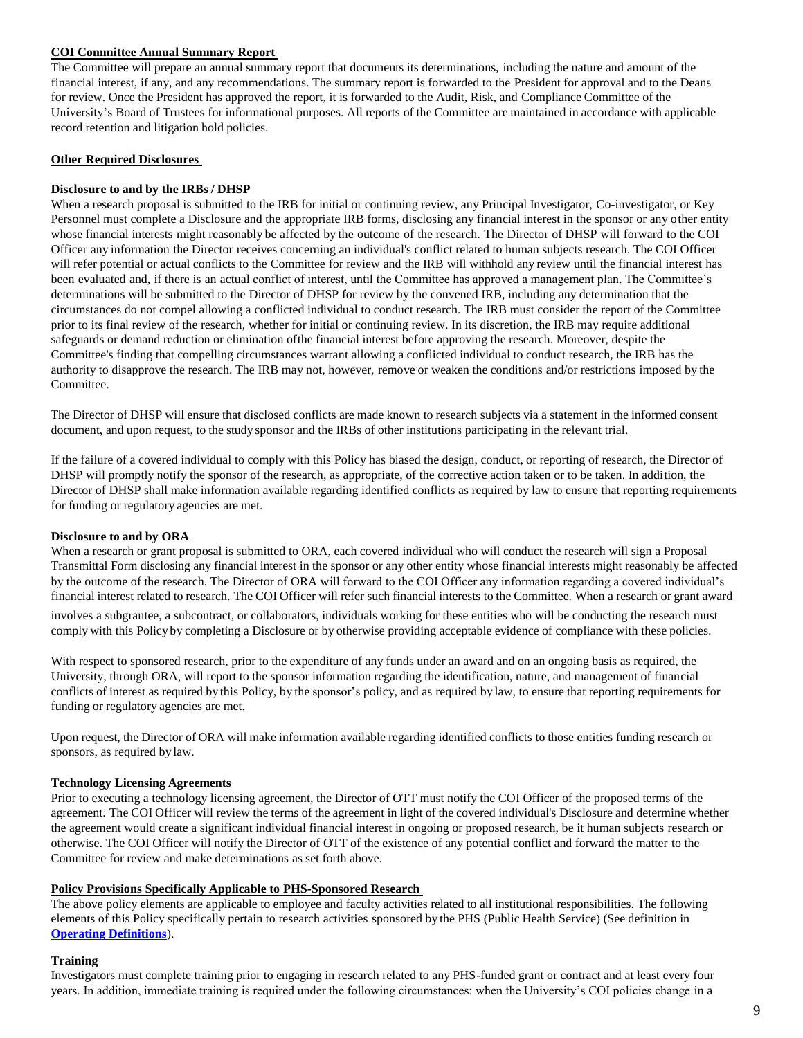**COI Committee Annual Summary Report**

The Committee will prepare an annual summary report that documents its determinations, including the nature and amount of the financial interest, if any, and any recommendations. The summary report is forwarded to the President for approval and to the Deans for review. Once the President has approved the report, it is forwarded to the Audit, Risk, and Compliance Committee of the University's Board of Trustees for informational purposes. All reports of the Committee are maintained in accordance with applicable record retention and litigation hold policies.

**Other Required Disclosures**

**Disclosure to and by the IRBs / DHSP**

When a research proposal is submitted to the IRB for initial or continuing review, any Principal Investigator, Co-investigator, or Key Personnel must complete a Disclosure and the appropriate IRB forms, disclosing any financial interest in the sponsor or any other entity whose financial interests might reasonably be affected by the outcome of the research. The Director of DHSP will forward to the COI Officer any information the Director receives concerning an individual's conflict related to human subjects research. The COI Officer will refer potential or actual conflicts to the Committee for review and the IRB will withhold any review until the financial interest has been evaluated and, if there is an actual conflict of interest, until the Committee has approved a management plan. The Committee's determinations will be submitted to the Director of DHSP for review by the convened IRB, including any determination that the circumstances do not compel allowing a conflicted individual to conduct research. The IRB must consider the report of the Committee prior to its final review of the research, whether for initial or continuing review. In its discretion, the IRB may require additional safeguards or demand reduction or elimination ofthe financial interest before approving the research. Moreover, despite the Committee's finding that compelling circumstances warrant allowing a conflicted individual to conduct research, the IRB has the authority to disapprove the research. The IRB may not, however, remove or weaken the conditions and/or restrictions imposed by the Committee.

The Director of DHSP will ensure that disclosed conflicts are made known to research subjects via a statement in the informed consent document, and upon request, to the study sponsor and the IRBs of other institutions participating in the relevant trial.

If the failure of a covered individual to comply with this Policy has biased the design, conduct, or reporting of research, the Director of DHSP will promptly notify the sponsor of the research, as appropriate, of the corrective action taken or to be taken. In addition, the Director of DHSP shall make information available regarding identified conflicts as required by law to ensure that reporting requirements for funding or regulatory agencies are met.

**Disclosure to and by ORA**

When a research or grant proposal is submitted to ORA, each covered individual who will conduct the research will sign a Proposal Transmittal Form disclosing any financial interest in the sponsor or any other entity whose financial interests might reasonably be affected by the outcome of the research. The Director of ORA will forward to the COI Officer any information regarding a covered individual's financial interest related to research. The COI Officer will refer such financial interests to the Committee. When a research or grant award involves a subgrantee, a subcontract, or collaborators, individuals working for these entities who will be conducting the research must comply with this Policy by completing a Disclosure or by otherwise providing acceptable evidence of compliance with these policies.

With respect to sponsored research, prior to the expenditure of any funds under an award and on an ongoing basis as required, the University, through ORA, will report to the sponsor information regarding the identification, nature, and management of financial conflicts of interest as required by this Policy, by the sponsor's policy, and as required by law, to ensure that reporting requirements for funding or regulatory agencies are met.

Upon request, the Director of ORA will make information available regarding identified conflicts to those entities funding research or sponsors, as required by law.

**Technology Licensing Agreements**

Prior to executing a technology licensing agreement, the Director of OTT must notify the COI Officer of the proposed terms of the agreement. The COI Officer will review the terms of the agreement in light of the covered individual's Disclosure and determine whether the agreement would create a significant individual financial interest in ongoing or proposed research, be it human subjects research or otherwise. The COI Officer will notify the Director of OTT of the existence of any potential conflict and forward the matter to the Committee for review and make determinations as set forth above.

**Policy Provisions Specifically Applicable to PHS-Sponsored Research**

The above policy elements are applicable to employee and faculty activities related to all institutional responsibilities. The following elements of this Policy specifically pertain to research activities sponsored by the PHS (Public Health Service) (See definition in **Operating Definitions**).

**Training**

Investigators must complete training prior to engaging in research related to any PHS-funded grant or contract and at least every four years. In addition, immediate training is required under the following circumstances: when the University's COI policies change in a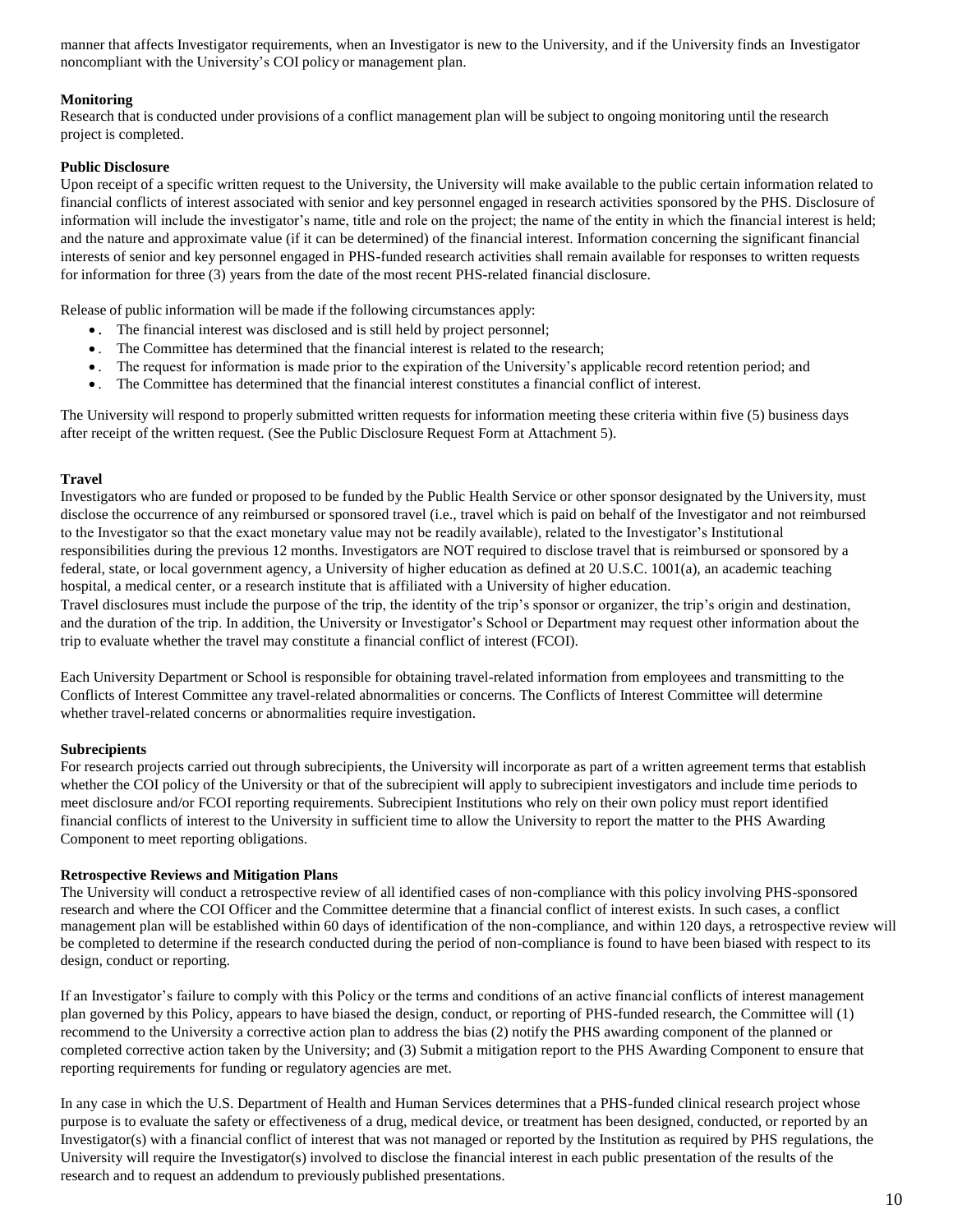manner that affects Investigator requirements, when an Investigator is new to the University, and if the University finds an Investigator noncompliant with the University's COI policy or management plan.

**Monitoring**

Research that is conducted under provisions of a conflict management plan will be subject to ongoing monitoring until the research project is completed.

**Public Disclosure**

Upon receipt of a specific written request to the University, the University will make available to the public certain information related to financial conflicts of interest associated with senior and key personnel engaged in research activities sponsored by the PHS. Disclosure of information will include the investigator's name, title and role on the project; the name of the entity in which the financial interest is held; and the nature and approximate value (if it can be determined) of the financial interest. Information concerning the significant financial interests of senior and key personnel engaged in PHS-funded research activities shall remain available for responses to written requests for information for three (3) years from the date of the most recent PHS-related financial disclosure.

Release of public information will be made if the following circumstances apply:

- The financial interest was disclosed and is still held by project personnel;
- The Committee has determined that the financial interest is related to the research;
- The request for information is made prior to the expiration of the University's applicable record retention period; and
- The Committee has determined that the financial interest constitutes a financial conflict of interest.

The University will respond to properly submitted written requests for information meeting these criteria within five (5) business days after receipt of the written request. (See the Public Disclosure Request Form at Attachment 5).

**Travel**

Investigators who are funded or proposed to be funded by the Public Health Service or other sponsor designated by the University, must disclose the occurrence of any reimbursed or sponsored travel (i.e., travel which is paid on behalf of the Investigator and not reimbursed to the Investigator so that the exact monetary value may not be readily available), related to the Investigator's Institutional responsibilities during the previous 12 months. Investigators are NOT required to disclose travel that is reimbursed or sponsored by a federal, state, or local government agency, a University of higher education as defined at 20 U.S.C. 1001(a), an academic teaching hospital, a medical center, or a research institute that is affiliated with a University of higher education.
Travel disclosures must include the purpose of the trip, the identity of the trip's sponsor or organizer, the trip's origin and destination, and the duration of the trip. In addition, the University or Investigator's School or Department may request other information about the trip to evaluate whether the travel may constitute a financial conflict of interest (FCOI).

Each University Department or School is responsible for obtaining travel-related information from employees and transmitting to the Conflicts of Interest Committee any travel-related abnormalities or concerns. The Conflicts of Interest Committee will determine whether travel-related concerns or abnormalities require investigation.

**Subrecipients**

For research projects carried out through subrecipients, the University will incorporate as part of a written agreement terms that establish whether the COI policy of the University or that of the subrecipient will apply to subrecipient investigators and include time periods to meet disclosure and/or FCOI reporting requirements. Subrecipient Institutions who rely on their own policy must report identified financial conflicts of interest to the University in sufficient time to allow the University to report the matter to the PHS Awarding Component to meet reporting obligations.

**Retrospective Reviews and Mitigation Plans**

The University will conduct a retrospective review of all identified cases of non-compliance with this policy involving PHS-sponsored research and where the COI Officer and the Committee determine that a financial conflict of interest exists. In such cases, a conflict management plan will be established within 60 days of identification of the non-compliance, and within 120 days, a retrospective review will be completed to determine if the research conducted during the period of non-compliance is found to have been biased with respect to its design, conduct or reporting.

If an Investigator's failure to comply with this Policy or the terms and conditions of an active financial conflicts of interest management plan governed by this Policy, appears to have biased the design, conduct, or reporting of PHS-funded research, the Committee will (1) recommend to the University a corrective action plan to address the bias (2) notify the PHS awarding component of the planned or completed corrective action taken by the University; and (3) Submit a mitigation report to the PHS Awarding Component to ensure that reporting requirements for funding or regulatory agencies are met.

In any case in which the U.S. Department of Health and Human Services determines that a PHS-funded clinical research project whose purpose is to evaluate the safety or effectiveness of a drug, medical device, or treatment has been designed, conducted, or reported by an Investigator(s) with a financial conflict of interest that was not managed or reported by the Institution as required by PHS regulations, the University will require the Investigator(s) involved to disclose the financial interest in each public presentation of the results of the research and to request an addendum to previously published presentations.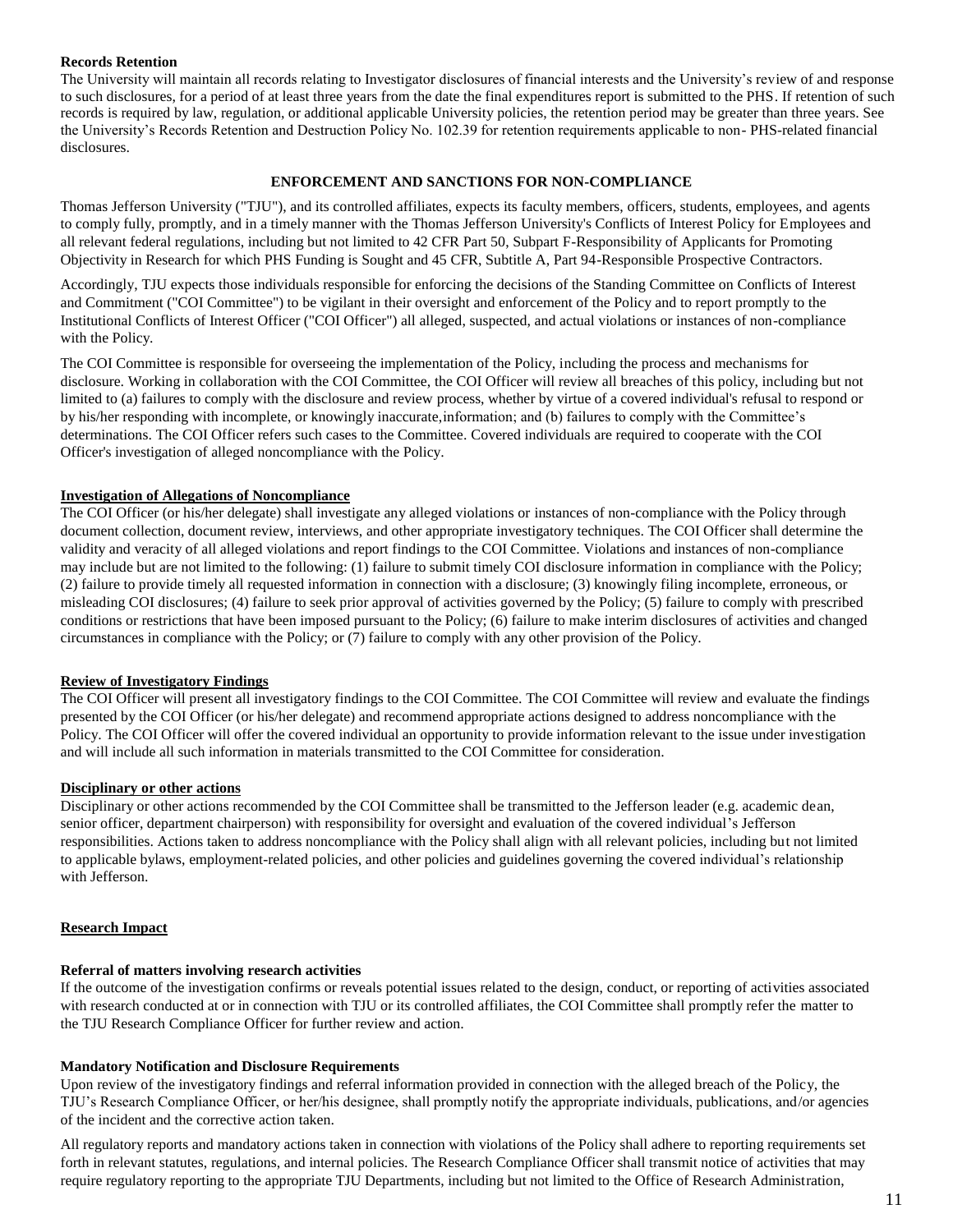**Records Retention**

The University will maintain all records relating to Investigator disclosures of financial interests and the University's review of and response to such disclosures, for a period of at least three years from the date the final expenditures report is submitted to the PHS. If retention of such records is required by law, regulation, or additional applicable University policies, the retention period may be greater than three years. See the University's Records Retention and Destruction Policy No. 102.39 for retention requirements applicable to non- PHS-related financial disclosures.

## ENFORCEMENT AND SANCTIONS FOR NON-COMPLIANCE

Thomas Jefferson University ("TJU"), and its controlled affiliates, expects its faculty members, officers, students, employees, and agents to comply fully, promptly, and in a timely manner with the Thomas Jefferson University's Conflicts of Interest Policy for Employees and all relevant federal regulations, including but not limited to 42 CFR Part 50, Subpart F-Responsibility of Applicants for Promoting Objectivity in Research for which PHS Funding is Sought and 45 CFR, Subtitle A, Part 94-Responsible Prospective Contractors.

Accordingly, TJU expects those individuals responsible for enforcing the decisions of the Standing Committee on Conflicts of Interest and Commitment ("COI Committee") to be vigilant in their oversight and enforcement of the Policy and to report promptly to the Institutional Conflicts of Interest Officer ("COI Officer") all alleged, suspected, and actual violations or instances of non-compliance with the Policy.

The COI Committee is responsible for overseeing the implementation of the Policy, including the process and mechanisms for disclosure. Working in collaboration with the COI Committee, the COI Officer will review all breaches of this policy, including but not limited to (a) failures to comply with the disclosure and review process, whether by virtue of a covered individual's refusal to respond or by his/her responding with incomplete, or knowingly inaccurate,information; and (b) failures to comply with the Committee's determinations. The COI Officer refers such cases to the Committee. Covered individuals are required to cooperate with the COI Officer's investigation of alleged noncompliance with the Policy.

**Investigation of Allegations of Noncompliance**

The COI Officer (or his/her delegate) shall investigate any alleged violations or instances of non-compliance with the Policy through document collection, document review, interviews, and other appropriate investigatory techniques. The COI Officer shall determine the validity and veracity of all alleged violations and report findings to the COI Committee. Violations and instances of non-compliance may include but are not limited to the following: (1) failure to submit timely COI disclosure information in compliance with the Policy; (2) failure to provide timely all requested information in connection with a disclosure; (3) knowingly filing incomplete, erroneous, or misleading COI disclosures; (4) failure to seek prior approval of activities governed by the Policy; (5) failure to comply with prescribed conditions or restrictions that have been imposed pursuant to the Policy; (6) failure to make interim disclosures of activities and changed circumstances in compliance with the Policy; or (7) failure to comply with any other provision of the Policy.

**Review of Investigatory Findings**

The COI Officer will present all investigatory findings to the COI Committee. The COI Committee will review and evaluate the findings presented by the COI Officer (or his/her delegate) and recommend appropriate actions designed to address noncompliance with the Policy. The COI Officer will offer the covered individual an opportunity to provide information relevant to the issue under investigation and will include all such information in materials transmitted to the COI Committee for consideration.

**Disciplinary or other actions**

Disciplinary or other actions recommended by the COI Committee shall be transmitted to the Jefferson leader (e.g. academic dean, senior officer, department chairperson) with responsibility for oversight and evaluation of the covered individual's Jefferson responsibilities. Actions taken to address noncompliance with the Policy shall align with all relevant policies, including but not limited to applicable bylaws, employment-related policies, and other policies and guidelines governing the covered individual's relationship with Jefferson.

**Research Impact**

**Referral of matters involving research activities**

If the outcome of the investigation confirms or reveals potential issues related to the design, conduct, or reporting of activities associated with research conducted at or in connection with TJU or its controlled affiliates, the COI Committee shall promptly refer the matter to the TJU Research Compliance Officer for further review and action.

**Mandatory Notification and Disclosure Requirements**

Upon review of the investigatory findings and referral information provided in connection with the alleged breach of the Policy, the TJU's Research Compliance Officer, or her/his designee, shall promptly notify the appropriate individuals, publications, and/or agencies of the incident and the corrective action taken.

All regulatory reports and mandatory actions taken in connection with violations of the Policy shall adhere to reporting requirements set forth in relevant statutes, regulations, and internal policies. The Research Compliance Officer shall transmit notice of activities that may require regulatory reporting to the appropriate TJU Departments, including but not limited to the Office of Research Administration,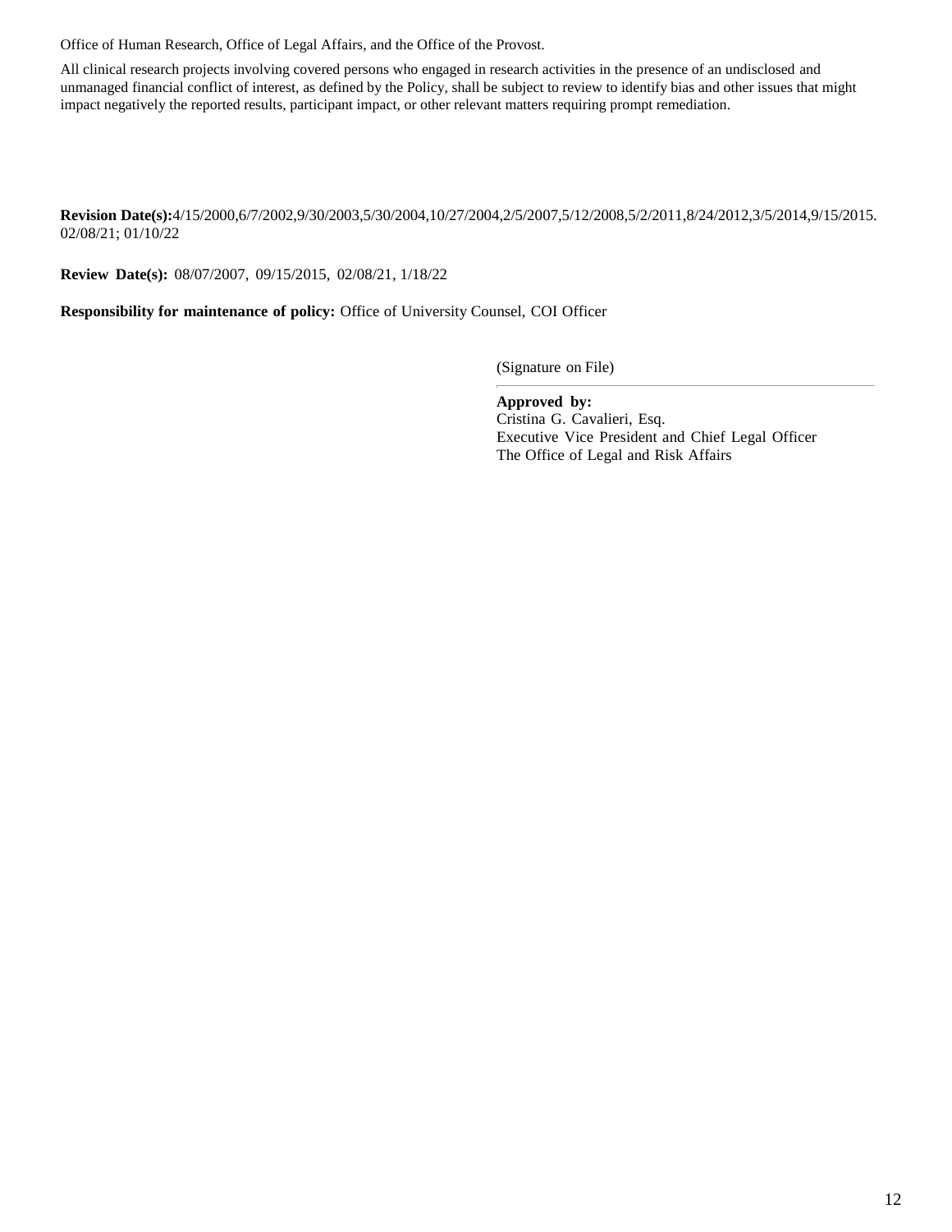Office of Human Research, Office of Legal Affairs, and the Office of the Provost.

All clinical research projects involving covered persons who engaged in research activities in the presence of an undisclosed and unmanaged financial conflict of interest, as defined by the Policy, shall be subject to review to identify bias and other issues that might impact negatively the reported results, participant impact, or other relevant matters requiring prompt remediation.

**Revision Date(s):**4/15/2000,6/7/2002,9/30/2003,5/30/2004,10/27/2004,2/5/2007,5/12/2008,5/2/2011,8/24/2012,3/5/2014,9/15/2015. 02/08/21; 01/10/22

**Review Date(s):** 08/07/2007, 09/15/2015, 02/08/21, 1/18/22

**Responsibility for maintenance of policy:** Office of University Counsel, COI Officer

(Signature on File)

**Approved by:**
Cristina G. Cavalieri, Esq.
Executive Vice President and Chief Legal Officer
The Office of Legal and Risk Affairs